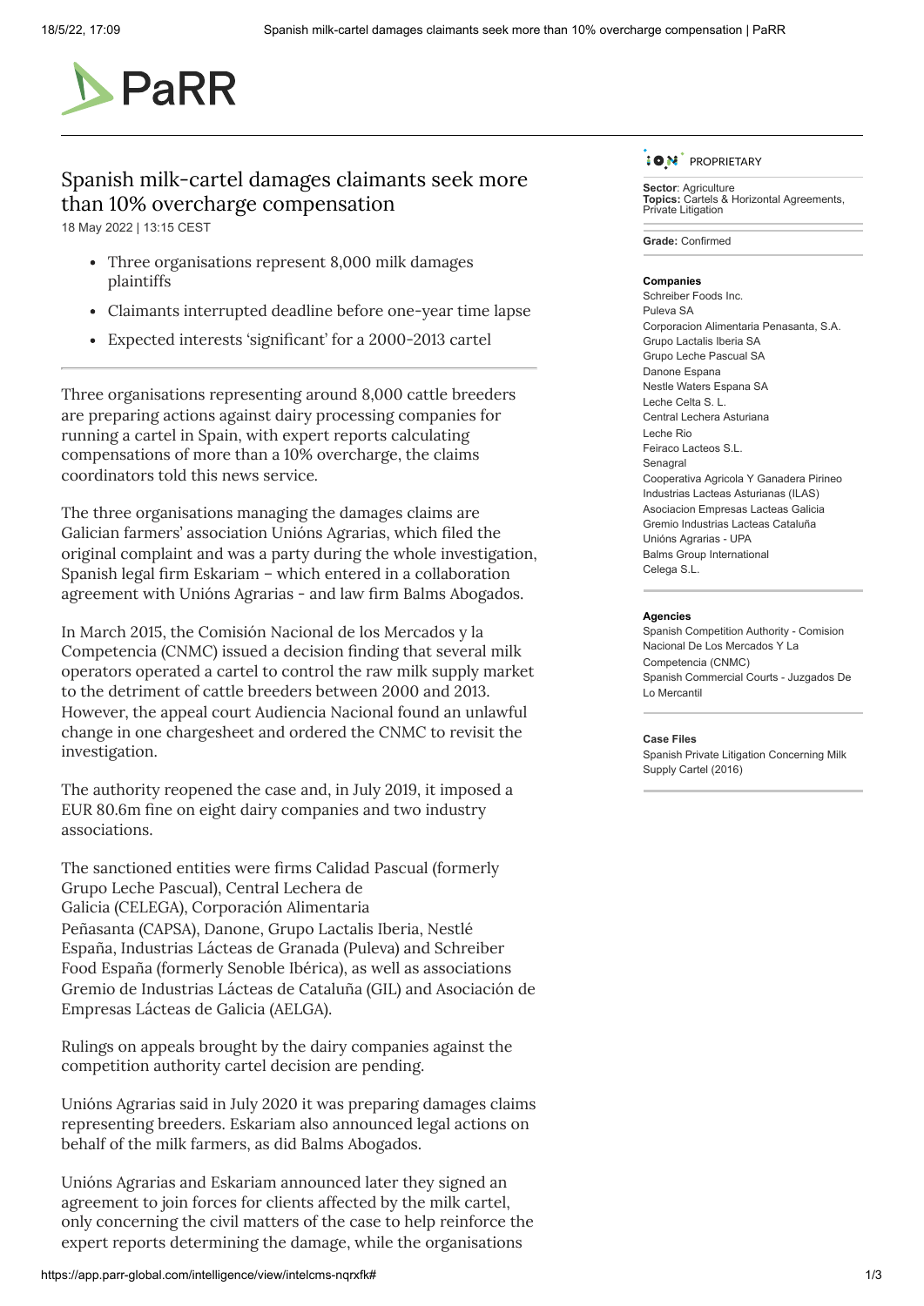# PaRR

## Spanish milk-cartel damages claimants seek more than 10% overcharge compensation

18 May 2022 | 13:15 CEST

- Three organisations represent 8,000 milk damages plaintiffs
- Claimants interrupted deadline before one-year time lapse
- Expected interests 'significant' for a 2000-2013 cartel

Three organisations representing around 8,000 cattle breeders are preparing actions against dairy processing companies for running a cartel in Spain, with expert reports calculating compensations of more than a 10% overcharge, the claims coordinators told this news service.

The three organisations managing the damages claims are Galician farmers' association Unións Agrarias, which filed the original complaint and was a party during the whole investigation, Spanish legal firm Eskariam – which entered in a collaboration agreement with Unións Agrarias - and law firm Balms Abogados.

In March 2015, the Comisión Nacional de los Mercados y la Competencia (CNMC) issued a decision finding that several milk operators operated a cartel to control the raw milk supply market to the detriment of cattle breeders between 2000 and 2013. However, the appeal court Audiencia Nacional found an unlawful change in one chargesheet and ordered the CNMC to revisit the investigation.

The authority reopened the case and, in July 2019, it imposed a EUR 80.6m fine on eight dairy companies and two industry associations.

The sanctioned entities were firms Calidad Pascual (formerly Grupo Leche Pascual), Central Lechera de Galicia (CELEGA), Corporación Alimentaria Peñasanta (CAPSA), Danone, Grupo Lactalis Iberia, Nestlé España, Industrias Lácteas de Granada (Puleva) and Schreiber Food España (formerly Senoble Ibérica), as well as associations Gremio de Industrias Lácteas de Cataluña (GIL) and Asociación de Empresas Lácteas de Galicia (AELGA).

Rulings on appeals brought by the dairy companies against the competition authority cartel decision are pending.

Unións Agrarias said in July 2020 it was preparing damages claims representing breeders. Eskariam also announced legal actions on behalf of the milk farmers, as did Balms Abogados.

Unións Agrarias and Eskariam announced later they signed an agreement to join forces for clients affected by the milk cartel, only concerning the civil matters of the case to help reinforce the expert reports determining the damage, while the organisations

---

ION PROPRIETARY

**Sector**: Agriculture
**Topics:** Cartels & Horizontal Agreements, Private Litigation

**Grade:** Confirmed

**Companies**
Schreiber Foods Inc.
Puleva SA
Corporacion Alimentaria Penasanta, S.A.
Grupo Lactalis Iberia SA
Grupo Leche Pascual SA
Danone Espana
Nestle Waters Espana SA
Leche Celta S. L.
Central Lechera Asturiana
Leche Rio
Feiraco Lacteos S.L.
Senagral
Cooperativa Agricola Y Ganadera Pirineo
Industrias Lacteas Asturianas (ILAS)
Asociacion Empresas Lacteas Galicia
Gremio Industrias Lacteas Cataluña
Unións Agrarias - UPA
Balms Group International
Celega S.L.

**Agencies**
Spanish Competition Authority - Comision Nacional De Los Mercados Y La Competencia (CNMC)
Spanish Commercial Courts - Juzgados De Lo Mercantil

**Case Files**
Spanish Private Litigation Concerning Milk Supply Cartel (2016)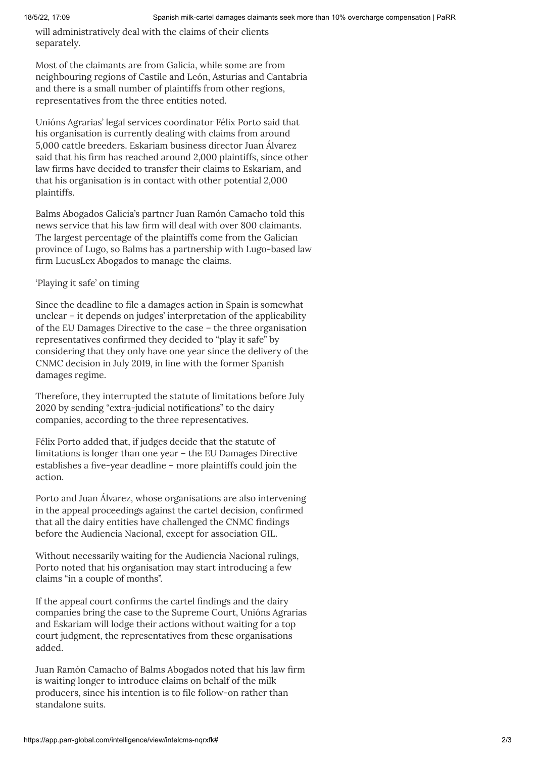will administratively deal with the claims of their clients separately.

Most of the claimants are from Galicia, while some are from neighbouring regions of Castile and León, Asturias and Cantabria and there is a small number of plaintiffs from other regions, representatives from the three entities noted.

Unións Agrarias' legal services coordinator Félix Porto said that his organisation is currently dealing with claims from around 5,000 cattle breeders. Eskariam business director Juan Álvarez said that his firm has reached around 2,000 plaintiffs, since other law firms have decided to transfer their claims to Eskariam, and that his organisation is in contact with other potential 2,000 plaintiffs.

Balms Abogados Galicia's partner Juan Ramón Camacho told this news service that his law firm will deal with over 800 claimants. The largest percentage of the plaintiffs come from the Galician province of Lugo, so Balms has a partnership with Lugo-based law firm LucusLex Abogados to manage the claims.

'Playing it safe' on timing

Since the deadline to file a damages action in Spain is somewhat unclear – it depends on judges' interpretation of the applicability of the EU Damages Directive to the case – the three organisation representatives confirmed they decided to "play it safe" by considering that they only have one year since the delivery of the CNMC decision in July 2019, in line with the former Spanish damages regime.

Therefore, they interrupted the statute of limitations before July 2020 by sending "extra-judicial notifications" to the dairy companies, according to the three representatives.

Félix Porto added that, if judges decide that the statute of limitations is longer than one year – the EU Damages Directive establishes a five-year deadline – more plaintiffs could join the action.

Porto and Juan Álvarez, whose organisations are also intervening in the appeal proceedings against the cartel decision, confirmed that all the dairy entities have challenged the CNMC findings before the Audiencia Nacional, except for association GIL.

Without necessarily waiting for the Audiencia Nacional rulings, Porto noted that his organisation may start introducing a few claims "in a couple of months".

If the appeal court confirms the cartel findings and the dairy companies bring the case to the Supreme Court, Unións Agrarias and Eskariam will lodge their actions without waiting for a top court judgment, the representatives from these organisations added.

Juan Ramón Camacho of Balms Abogados noted that his law firm is waiting longer to introduce claims on behalf of the milk producers, since his intention is to file follow-on rather than standalone suits.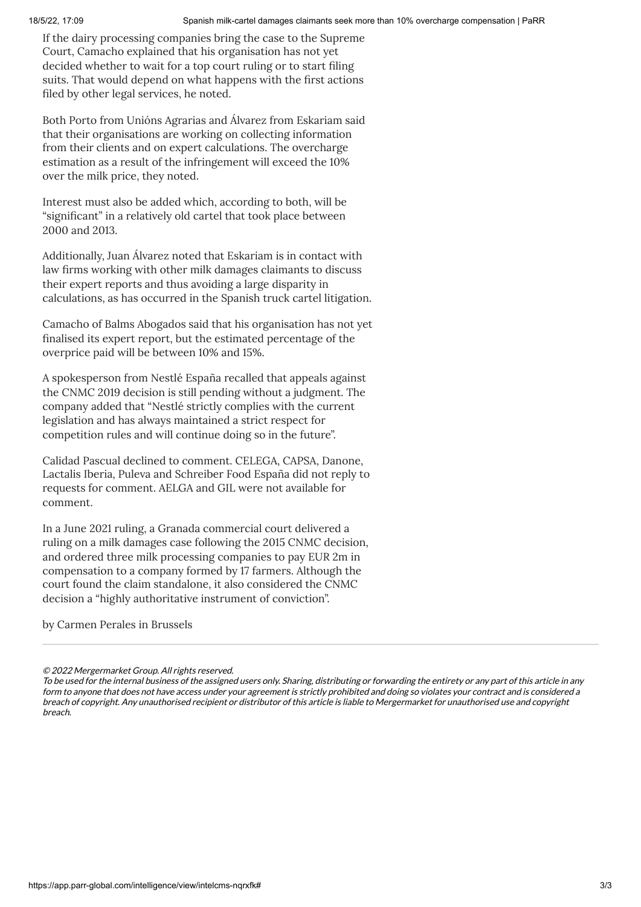If the dairy processing companies bring the case to the Supreme Court, Camacho explained that his organisation has not yet decided whether to wait for a top court ruling or to start filing suits. That would depend on what happens with the first actions filed by other legal services, he noted.

Both Porto from Unións Agrarias and Álvarez from Eskariam said that their organisations are working on collecting information from their clients and on expert calculations. The overcharge estimation as a result of the infringement will exceed the 10% over the milk price, they noted.

Interest must also be added which, according to both, will be "significant" in a relatively old cartel that took place between 2000 and 2013.

Additionally, Juan Álvarez noted that Eskariam is in contact with law firms working with other milk damages claimants to discuss their expert reports and thus avoiding a large disparity in calculations, as has occurred in the Spanish truck cartel litigation.

Camacho of Balms Abogados said that his organisation has not yet finalised its expert report, but the estimated percentage of the overprice paid will be between 10% and 15%.

A spokesperson from Nestlé España recalled that appeals against the CNMC 2019 decision is still pending without a judgment. The company added that "Nestlé strictly complies with the current legislation and has always maintained a strict respect for competition rules and will continue doing so in the future".

Calidad Pascual declined to comment. CELEGA, CAPSA, Danone, Lactalis Iberia, Puleva and Schreiber Food España did not reply to requests for comment. AELGA and GIL were not available for comment.

In a June 2021 ruling, a Granada commercial court delivered a ruling on a milk damages case following the 2015 CNMC decision, and ordered three milk processing companies to pay EUR 2m in compensation to a company formed by 17 farmers. Although the court found the claim standalone, it also considered the CNMC decision a "highly authoritative instrument of conviction".

by Carmen Perales in Brussels

---

*© 2022 Mergermarket Group. All rights reserved.*

*To be used for the internal business of the assigned users only. Sharing, distributing or forwarding the entirety or any part of this article in any form to anyone that does not have access under your agreement is strictly prohibited and doing so violates your contract and is considered a breach of copyright. Any unauthorised recipient or distributor of this article is liable to Mergermarket for unauthorised use and copyright breach.*